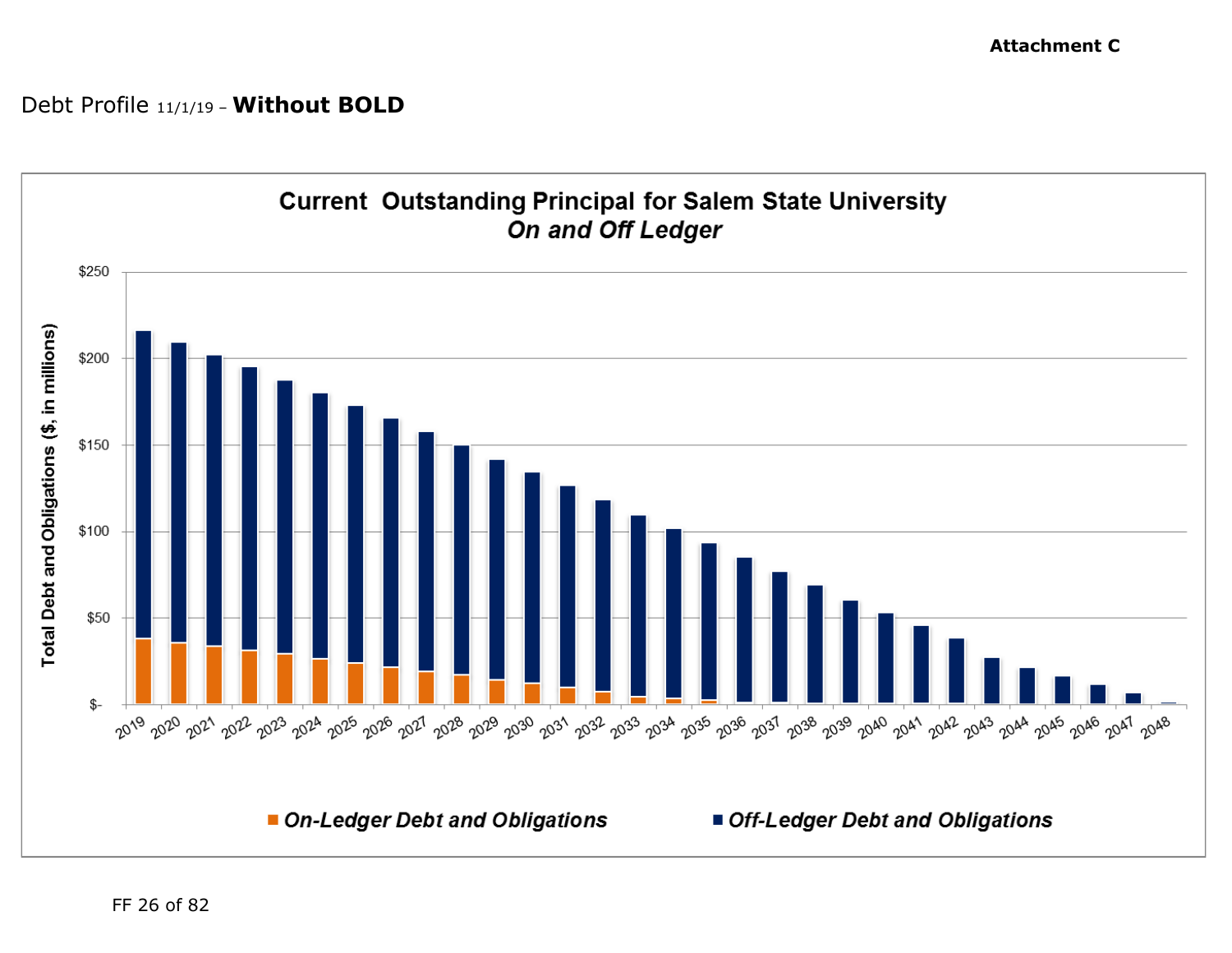Attachment C

Debt Profile 11/1/19 – **Without BOLD**

Current Outstanding Principal for Salem State University
*On and Off Ledger*

Total Debt and Obligations ($, in millions)

$250
$200
$150
$100
$50
$-

2019 2020 2021 2022 2023 2024 2025 2026 2027 2028 2029 2030 2031 2032 2033 2034 2035 2036 2037 2038 2039 2040 2041 2042 2043 2044 2045 2046 2047 2048

*On-Ledger Debt and Obligations*
*Off-Ledger Debt and Obligations*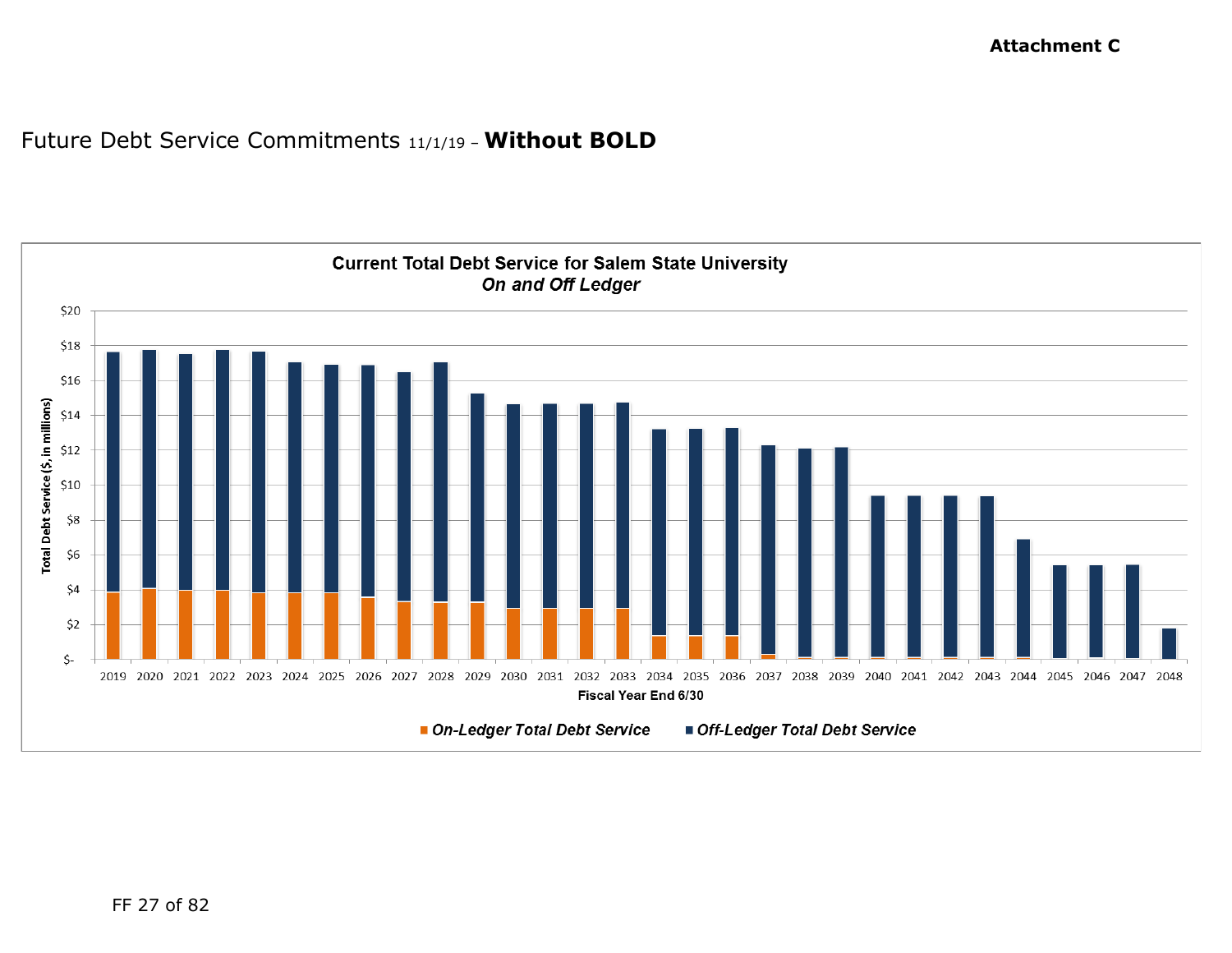**Attachment C**

# Future Debt Service Commitments 11/1/19 – **Without BOLD**

**Current Total Debt Service for Salem State University**
***On and Off Ledger***

Total Debt Service ($, in millions)

$20
$18
$16
$14
$12
$10
$8
$6
$4
$2
$-

2019 2020 2021 2022 2023 2024 2025 2026 2027 2028 2029 2030 2031 2032 2033 2034 2035 2036 2037 2038 2039 2040 2041 2042 2043 2044 2045 2046 2047 2048

Fiscal Year End 6/30

*On-Ledger Total Debt Service*
*Off-Ledger Total Debt Service*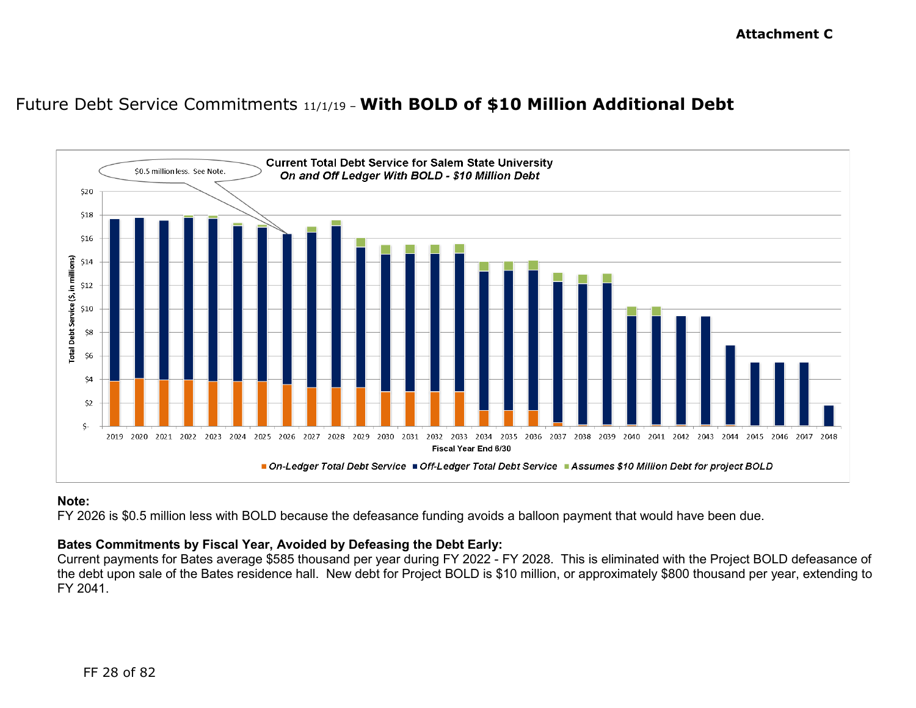**Attachment C**

# Future Debt Service Commitments 11/1/19 – **With BOLD of $10 Million Additional Debt**

Current Total Debt Service for Salem State University

*On and Off Ledger With BOLD - $10 Million Debt*

$0.5 million less. See Note.

$20
$18
$16
$14
$12
$10
$8
$6
$4
$2
$-

Total Debt Service ($, in millions)

2019 2020 2021 2022 2023 2024 2025 2026 2027 2028 2029 2030 2031 2032 2033 2034 2035 2036 2037 2038 2039 2040 2041 2042 2043 2044 2045 2046 2047 2048

Fiscal Year End 6/30

*On-Ledger Total Debt Service* *Off-Ledger Total Debt Service* *Assumes $10 Million Debt for project BOLD*

**Note:**
FY 2026 is $0.5 million less with BOLD because the defeasance funding avoids a balloon payment that would have been due.

**Bates Commitments by Fiscal Year, Avoided by Defeasing the Debt Early:**
Current payments for Bates average $585 thousand per year during FY 2022 - FY 2028. This is eliminated with the Project BOLD defeasance of the debt upon sale of the Bates residence hall. New debt for Project BOLD is $10 million, or approximately $800 thousand per year, extending to FY 2041.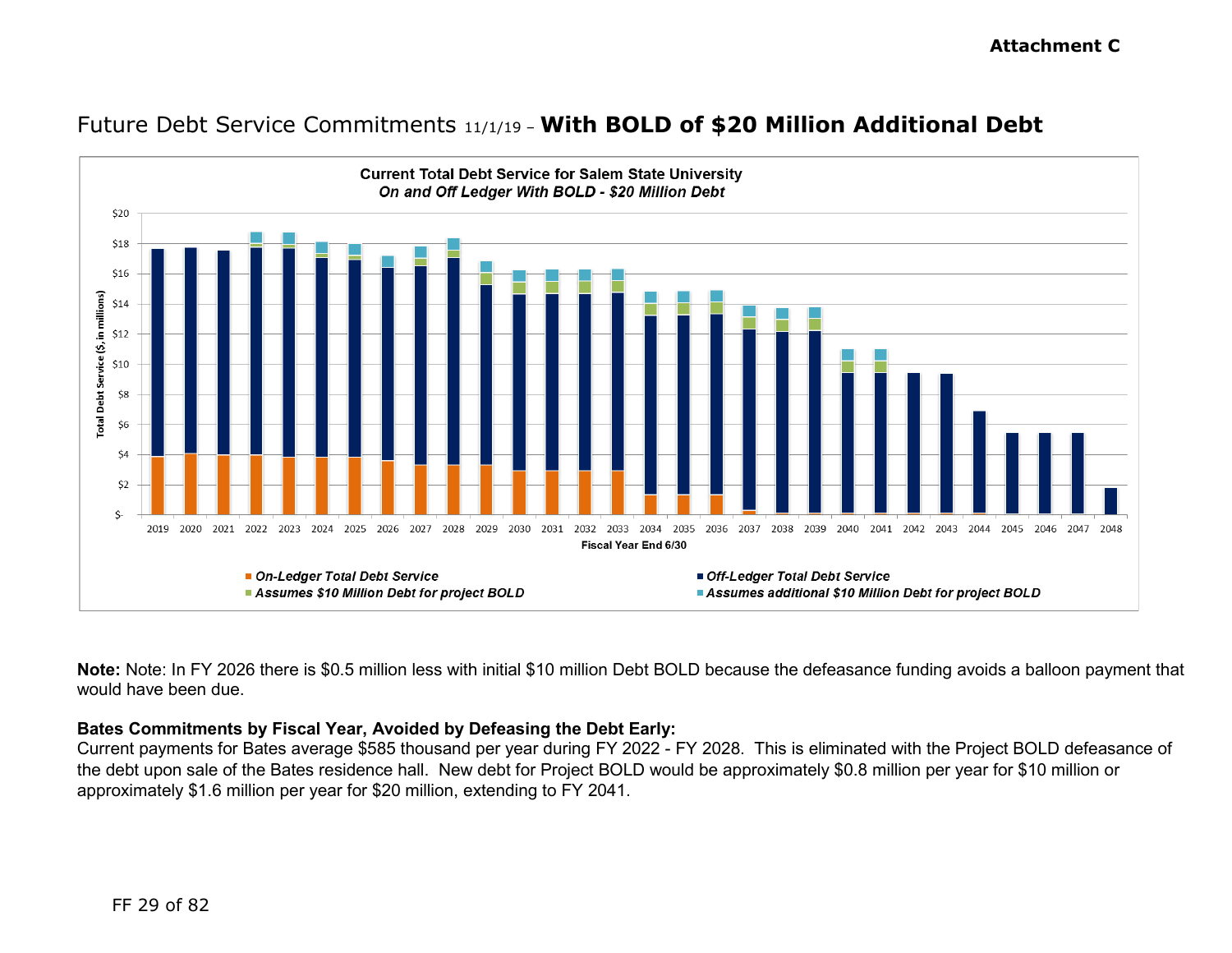**Attachment C**

# Future Debt Service Commitments 11/1/19 – **With BOLD of $20 Million Additional Debt**

**Current Total Debt Service for Salem State University**

***On and Off Ledger With BOLD - $20 Million Debt***

Total Debt Service ($, in millions)

$20
$18
$16
$14
$12
$10
$8
$6
$4
$2
$-

2019 2020 2021 2022 2023 2024 2025 2026 2027 2028 2029 2030 2031 2032 2033 2034 2035 2036 2037 2038 2039 2040 2041 2042 2043 2044 2045 2046 2047 2048

Fiscal Year End 6/30

*On-Ledger Total Debt Service*
*Off-Ledger Total Debt Service*
*Assumes $10 Million Debt for project BOLD*
*Assumes additional $10 Million Debt for project BOLD*

**Note:** Note: In FY 2026 there is $0.5 million less with initial $10 million Debt BOLD because the defeasance funding avoids a balloon payment that would have been due.

**Bates Commitments by Fiscal Year, Avoided by Defeasing the Debt Early:**

Current payments for Bates average $585 thousand per year during FY 2022 - FY 2028. This is eliminated with the Project BOLD defeasance of the debt upon sale of the Bates residence hall. New debt for Project BOLD would be approximately $0.8 million per year for $10 million or approximately $1.6 million per year for $20 million, extending to FY 2041.